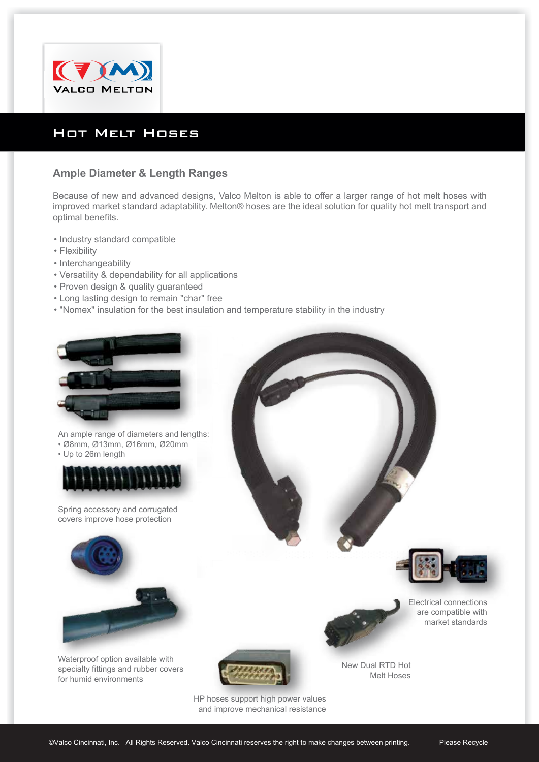VALCO MELTON

# Hot Melt Hoses

## Ample Diameter & Length Ranges

Because of new and advanced designs, Valco Melton is able to offer a larger range of hot melt hoses with improved market standard adaptability. Melton® hoses are the ideal solution for quality hot melt transport and optimal benefits.

- Industry standard compatible
- Flexibility
- Interchangeability
- Versatility & dependability for all applications
- Proven design & quality guaranteed
- Long lasting design to remain "char" free
- "Nomex" insulation for the best insulation and temperature stability in the industry

An ample range of diameters and lengths:
- Ø8mm, Ø13mm, Ø16mm, Ø20mm
- Up to 26m length

Spring accessory and corrugated covers improve hose protection

Waterproof option available with specialty fittings and rubber covers for humid environments

HP hoses support high power values and improve mechanical resistance

New Dual RTD Hot Melt Hoses

Electrical connections are compatible with market standards

©Valco Cincinnati, Inc. All Rights Reserved. Valco Cincinnati reserves the right to make changes between printing. Please Recycle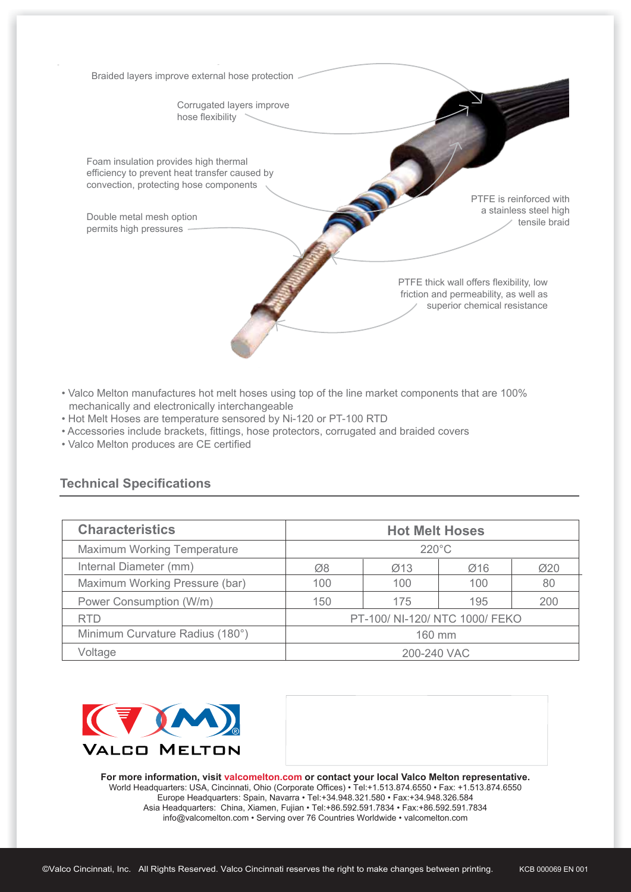Braided layers improve external hose protection

Corrugated layers improve hose flexibility

Foam insulation provides high thermal efficiency to prevent heat transfer caused by convection, protecting hose components

Double metal mesh option permits high pressures

PTFE is reinforced with a stainless steel high tensile braid

PTFE thick wall offers flexibility, low friction and permeability, as well as superior chemical resistance

- Valco Melton manufactures hot melt hoses using top of the line market components that are 100% mechanically and electronically interchangeable
- Hot Melt Hoses are temperature sensored by Ni-120 or PT-100 RTD
- Accessories include brackets, fittings, hose protectors, corrugated and braided covers
- Valco Melton produces are CE certified

## Technical Specifications

| Characteristics | Hot Melt Hoses | | | |
|---|---|---|---|---|
| Maximum Working Temperature | 220°C | | | |
| Internal Diameter (mm) | Ø8 | Ø13 | Ø16 | Ø20 |
| Maximum Working Pressure (bar) | 100 | 100 | 100 | 80 |
| Power Consumption (W/m) | 150 | 175 | 195 | 200 |
| RTD | PT-100/ NI-120/ NTC 1000/ FEKO | | | |
| Minimum Curvature Radius (180°) | 160 mm | | | |
| Voltage | 200-240 VAC | | | |

VALCO MELTON

**For more information, visit valcomelton.com or contact your local Valco Melton representative.**
World Headquarters: USA, Cincinnati, Ohio (Corporate Offices) • Tel:+1.513.874.6550 • Fax: +1.513.874.6550
Europe Headquarters: Spain, Navarra • Tel:+34.948.321.580 • Fax:+34.948.326.584
Asia Headquarters: China, Xiamen, Fujian • Tel:+86.592.591.7834 • Fax:+86.592.591.7834
info@valcomelton.com • Serving over 76 Countries Worldwide • valcomelton.com

©Valco Cincinnati, Inc. All Rights Reserved. Valco Cincinnati reserves the right to make changes between printing. KCB 000069 EN 001